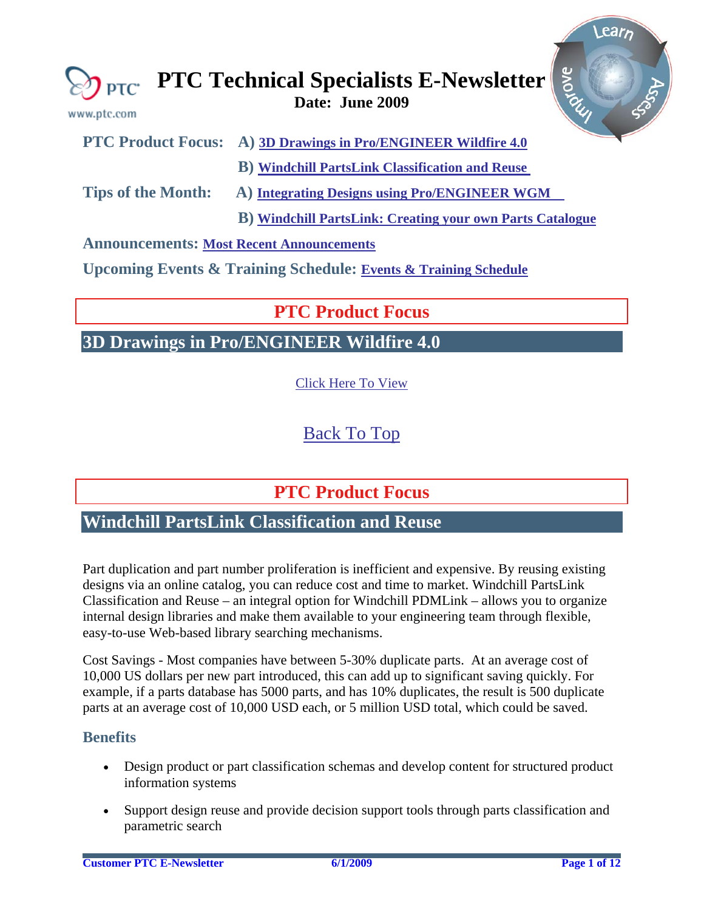# PTC Technical Specialists E-Newsletter

**Date: June 2009**

**PTC Product Focus:** **A)** **3D Drawings in Pro/ENGINEER Wildfire 4.0**

**B)** **Windchill PartsLink Classification and Reuse**

**Tips of the Month:** **A)** **Integrating Designs using Pro/ENGINEER WGM**

**B)** **Windchill PartsLink: Creating your own Parts Catalogue**

**Announcements:** **Most Recent Announcements**

**Upcoming Events & Training Schedule:** **Events & Training Schedule**

## PTC Product Focus

### 3D Drawings in Pro/ENGINEER Wildfire 4.0

Click Here To View

Back To Top

## PTC Product Focus

### Windchill PartsLink Classification and Reuse

Part duplication and part number proliferation is inefficient and expensive. By reusing existing designs via an online catalog, you can reduce cost and time to market. Windchill PartsLink Classification and Reuse – an integral option for Windchill PDMLink – allows you to organize internal design libraries and make them available to your engineering team through flexible, easy-to-use Web-based library searching mechanisms.

Cost Savings - Most companies have between 5-30% duplicate parts. At an average cost of 10,000 US dollars per new part introduced, this can add up to significant saving quickly. For example, if a parts database has 5000 parts, and has 10% duplicates, the result is 500 duplicate parts at an average cost of 10,000 USD each, or 5 million USD total, which could be saved.

#### Benefits

- Design product or part classification schemas and develop content for structured product information systems
- Support design reuse and provide decision support tools through parts classification and parametric search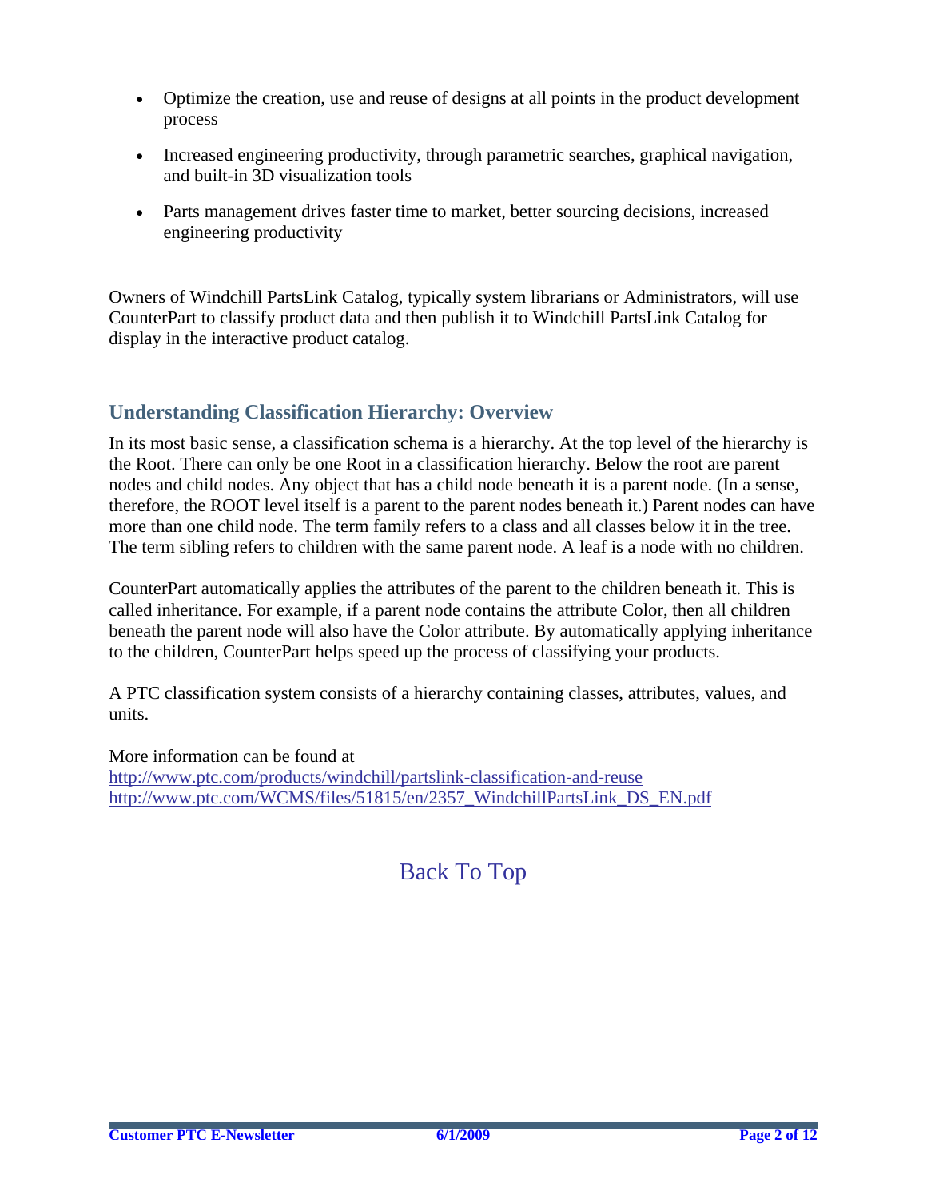- Optimize the creation, use and reuse of designs at all points in the product development process
- Increased engineering productivity, through parametric searches, graphical navigation, and built-in 3D visualization tools
- Parts management drives faster time to market, better sourcing decisions, increased engineering productivity

Owners of Windchill PartsLink Catalog, typically system librarians or Administrators, will use CounterPart to classify product data and then publish it to Windchill PartsLink Catalog for display in the interactive product catalog.

## Understanding Classification Hierarchy: Overview

In its most basic sense, a classification schema is a hierarchy. At the top level of the hierarchy is the Root. There can only be one Root in a classification hierarchy. Below the root are parent nodes and child nodes. Any object that has a child node beneath it is a parent node. (In a sense, therefore, the ROOT level itself is a parent to the parent nodes beneath it.) Parent nodes can have more than one child node. The term family refers to a class and all classes below it in the tree. The term sibling refers to children with the same parent node. A leaf is a node with no children.

CounterPart automatically applies the attributes of the parent to the children beneath it. This is called inheritance. For example, if a parent node contains the attribute Color, then all children beneath the parent node will also have the Color attribute. By automatically applying inheritance to the children, CounterPart helps speed up the process of classifying your products.

A PTC classification system consists of a hierarchy containing classes, attributes, values, and units.

More information can be found at
http://www.ptc.com/products/windchill/partslink-classification-and-reuse
http://www.ptc.com/WCMS/files/51815/en/2357_WindchillPartsLink_DS_EN.pdf

Back To Top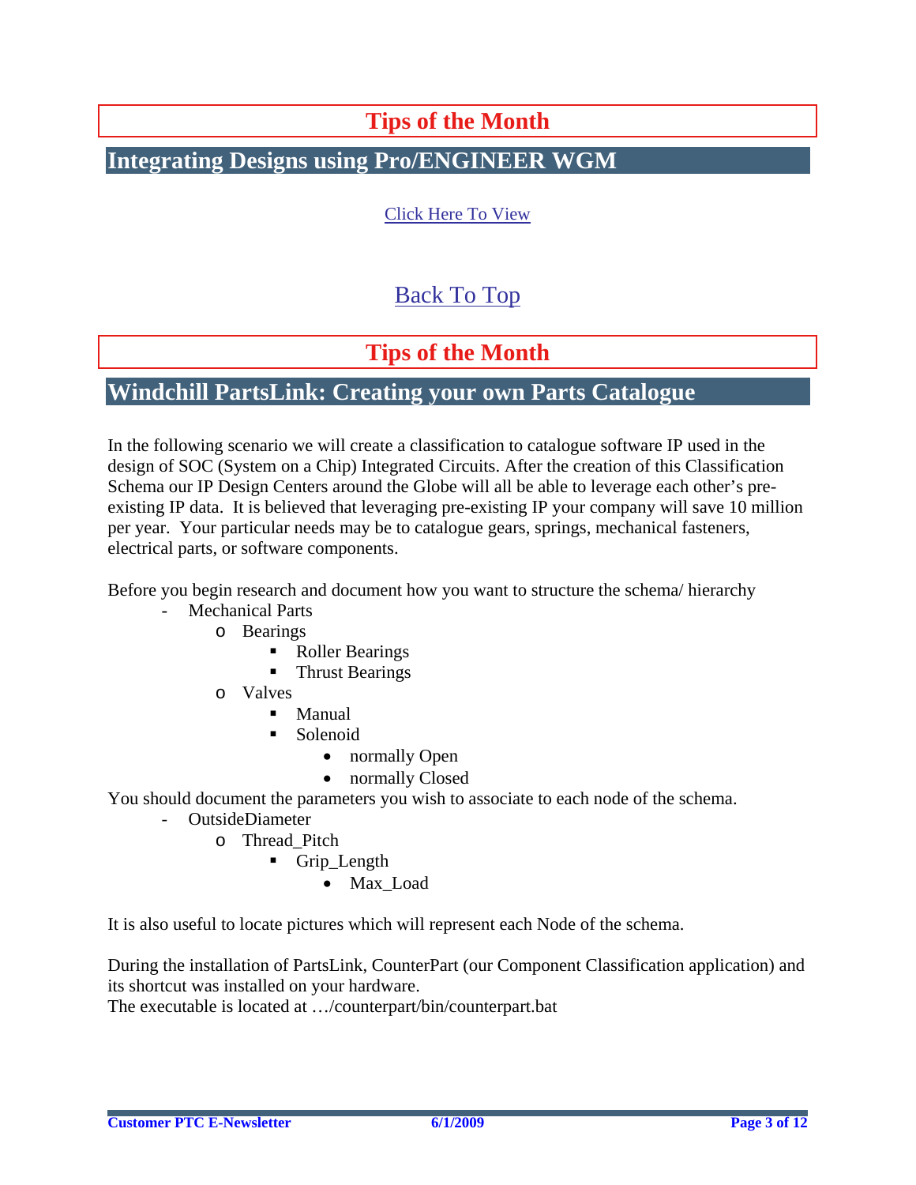## Tips of the Month

## Integrating Designs using Pro/ENGINEER WGM

Click Here To View

Back To Top

## Tips of the Month

## Windchill PartsLink: Creating your own Parts Catalogue

In the following scenario we will create a classification to catalogue software IP used in the design of SOC (System on a Chip) Integrated Circuits. After the creation of this Classification Schema our IP Design Centers around the Globe will all be able to leverage each other's pre-existing IP data. It is believed that leveraging pre-existing IP your company will save 10 million per year. Your particular needs may be to catalogue gears, springs, mechanical fasteners, electrical parts, or software components.

Before you begin research and document how you want to structure the schema/ hierarchy

- Mechanical Parts
  - Bearings
    - Roller Bearings
    - Thrust Bearings
  - Valves
    - Manual
    - Solenoid
      - normally Open
      - normally Closed

You should document the parameters you wish to associate to each node of the schema.

- OutsideDiameter
  - Thread_Pitch
    - Grip_Length
      - Max_Load

It is also useful to locate pictures which will represent each Node of the schema.

During the installation of PartsLink, CounterPart (our Component Classification application) and its shortcut was installed on your hardware.

The executable is located at …/counterpart/bin/counterpart.bat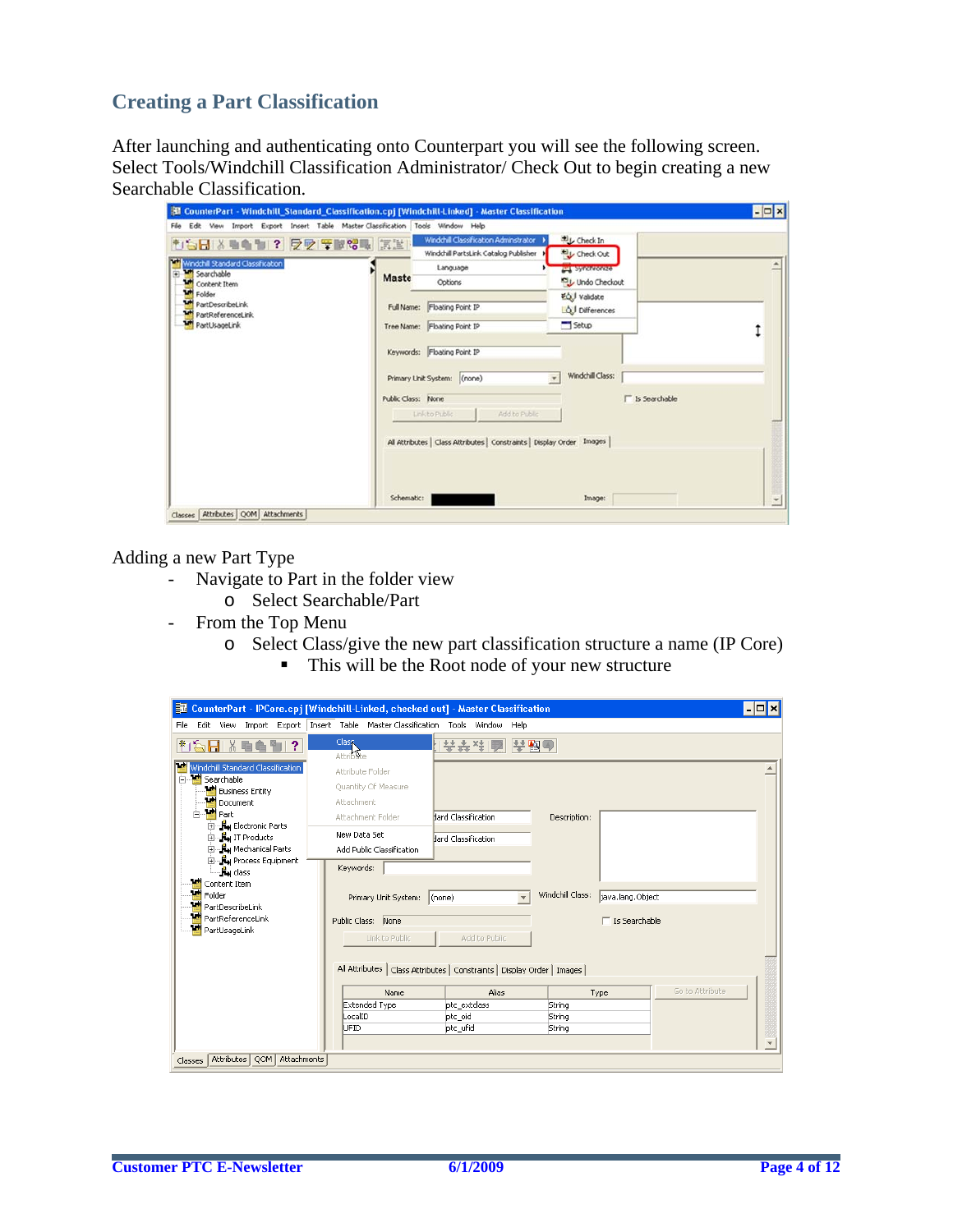## Creating a Part Classification

After launching and authenticating onto Counterpart you will see the following screen. Select Tools/Windchill Classification Administrator/ Check Out to begin creating a new Searchable Classification.

Adding a new Part Type

- Navigate to Part in the folder view
  - Select Searchable/Part
- From the Top Menu
  - Select Class/give the new part classification structure a name (IP Core)
    - This will be the Root node of your new structure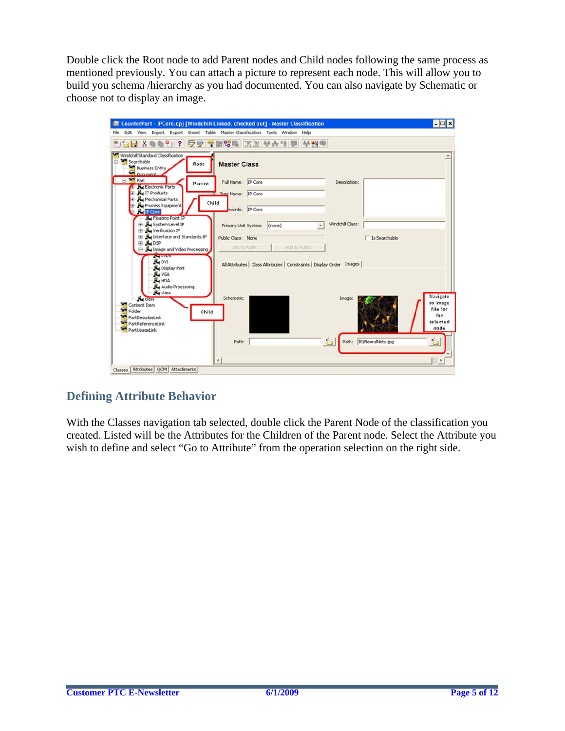Double click the Root node to add Parent nodes and Child nodes following the same process as mentioned previously. You can attach a picture to represent each node. This will allow you to build you schema /hierarchy as you had documented. You can also navigate by Schematic or choose not to display an image.

## Defining Attribute Behavior

With the Classes navigation tab selected, double click the Parent Node of the classification you created. Listed will be the Attributes for the Children of the Parent node. Select the Attribute you wish to define and select “Go to Attribute” from the operation selection on the right side.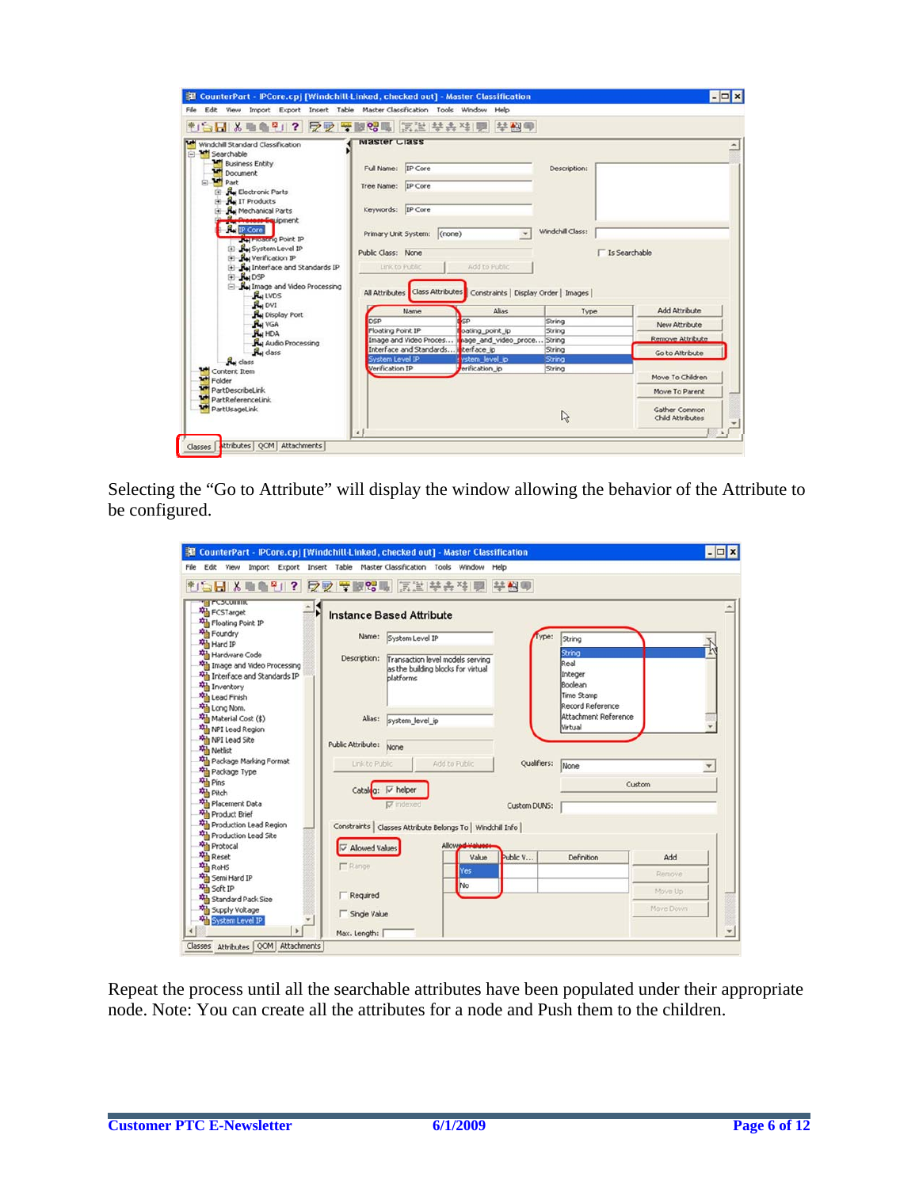Selecting the “Go to Attribute” will display the window allowing the behavior of the Attribute to be configured.

Repeat the process until all the searchable attributes have been populated under their appropriate node. Note: You can create all the attributes for a node and Push them to the children.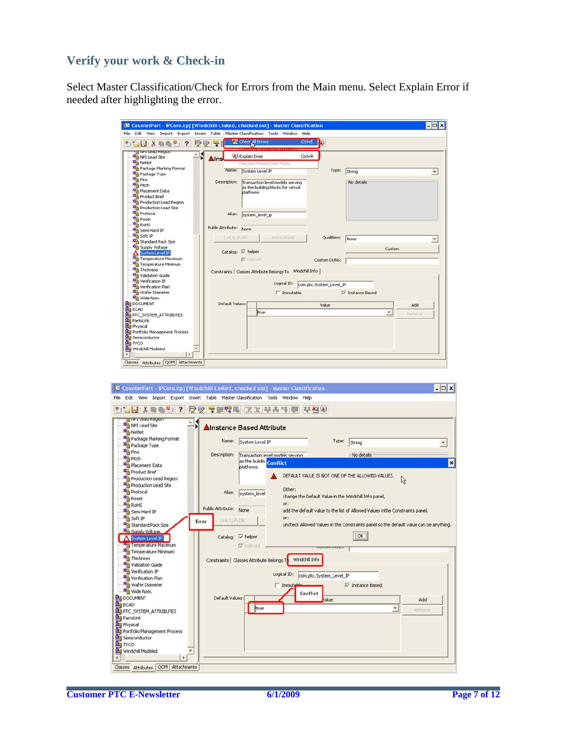## Verify your work & Check-in

Select Master Classification/Check for Errors from the Main menu. Select Explain Error if needed after highlighting the error.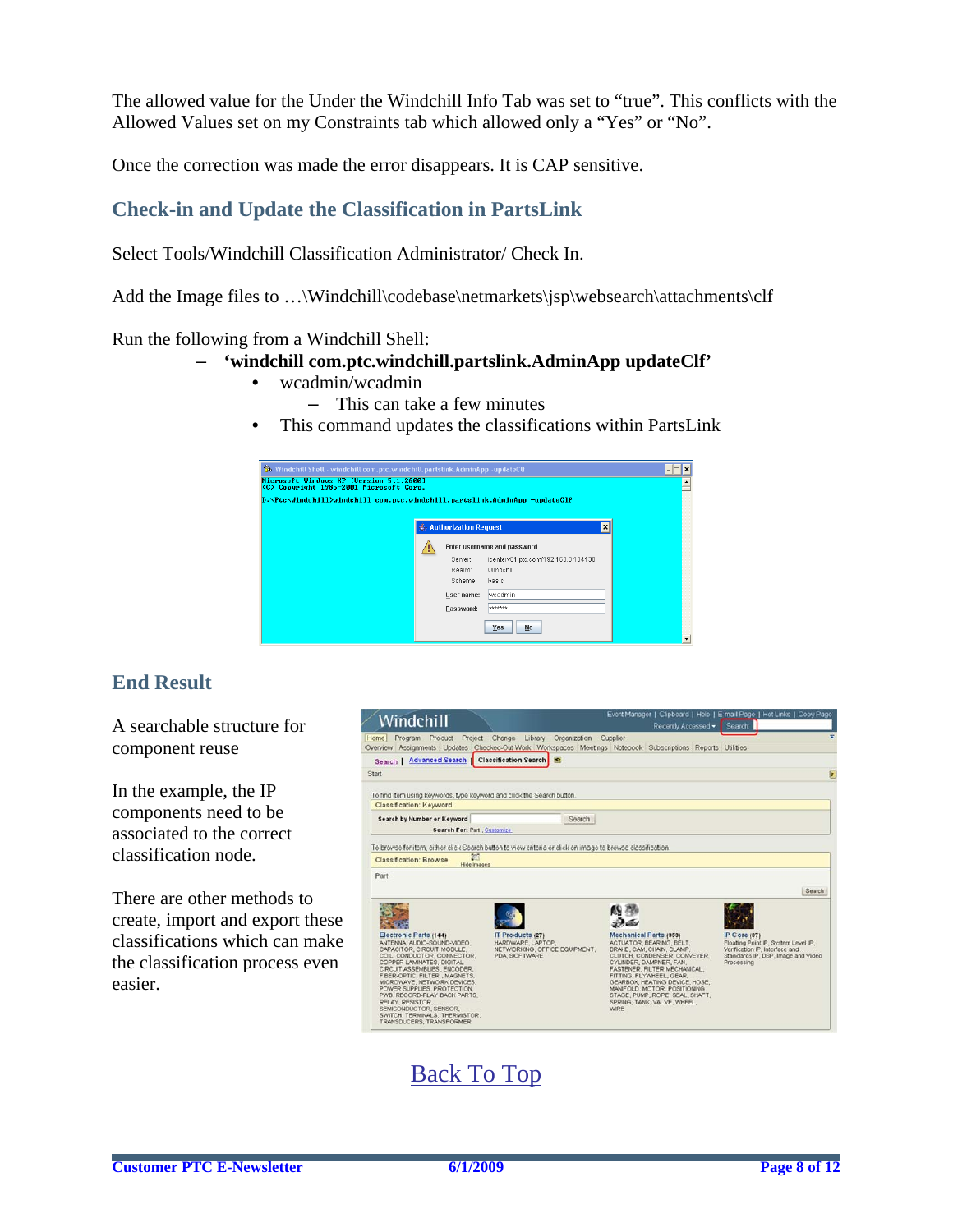The allowed value for the Under the Windchill Info Tab was set to “true”. This conflicts with the Allowed Values set on my Constraints tab which allowed only a “Yes” or “No”.

Once the correction was made the error disappears. It is CAP sensitive.

## Check-in and Update the Classification in PartsLink

Select Tools/Windchill Classification Administrator/ Check In.

Add the Image files to …\Windchill\codebase\netmarkets\jsp\websearch\attachments\clf

Run the following from a Windchill Shell:

- **‘windchill com.ptc.windchill.partslink.AdminApp updateClf’**
  - wcadmin/wcadmin
    - This can take a few minutes
  - This command updates the classifications within PartsLink

## End Result

A searchable structure for component reuse

In the example, the IP components need to be associated to the correct classification node.

There are other methods to create, import and export these classifications which can make the classification process even easier.

Back To Top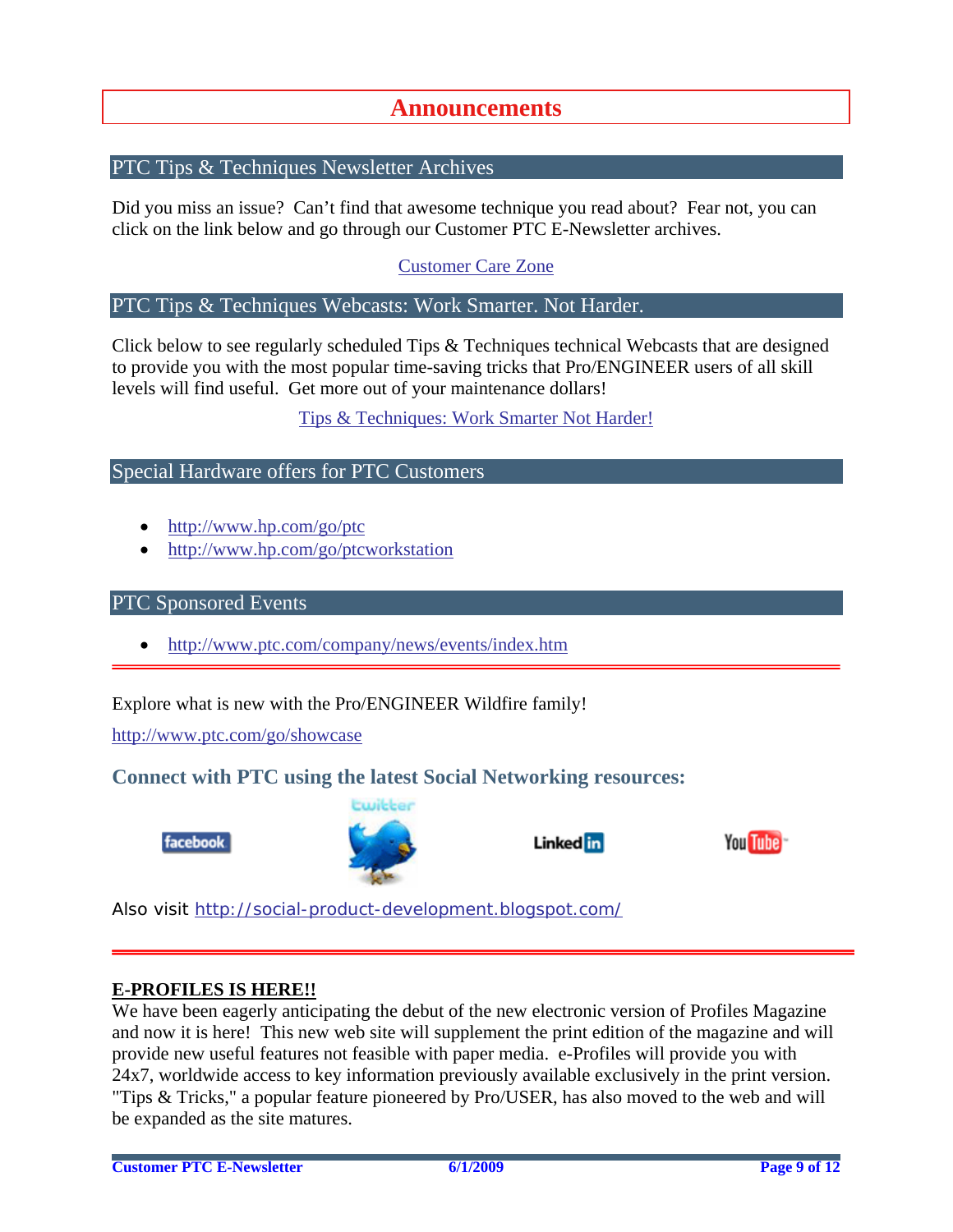# Announcements

## PTC Tips & Techniques Newsletter Archives

Did you miss an issue? Can't find that awesome technique you read about? Fear not, you can click on the link below and go through our Customer PTC E-Newsletter archives.

Customer Care Zone

## PTC Tips & Techniques Webcasts: Work Smarter. Not Harder.

Click below to see regularly scheduled Tips & Techniques technical Webcasts that are designed to provide you with the most popular time-saving tricks that Pro/ENGINEER users of all skill levels will find useful. Get more out of your maintenance dollars!

Tips & Techniques: Work Smarter Not Harder!

## Special Hardware offers for PTC Customers

- http://www.hp.com/go/ptc
- http://www.hp.com/go/ptcworkstation

## PTC Sponsored Events

- http://www.ptc.com/company/news/events/index.htm

---

Explore what is new with the Pro/ENGINEER Wildfire family!

http://www.ptc.com/go/showcase

### Connect with PTC using the latest Social Networking resources:

facebook twitter LinkedIn YouTube

Also visit http://social-product-development.blogspot.com/

---

**E-PROFILES IS HERE!!**

We have been eagerly anticipating the debut of the new electronic version of Profiles Magazine and now it is here! This new web site will supplement the print edition of the magazine and will provide new useful features not feasible with paper media. e-Profiles will provide you with 24x7, worldwide access to key information previously available exclusively in the print version. "Tips & Tricks," a popular feature pioneered by Pro/USER, has also moved to the web and will be expanded as the site matures.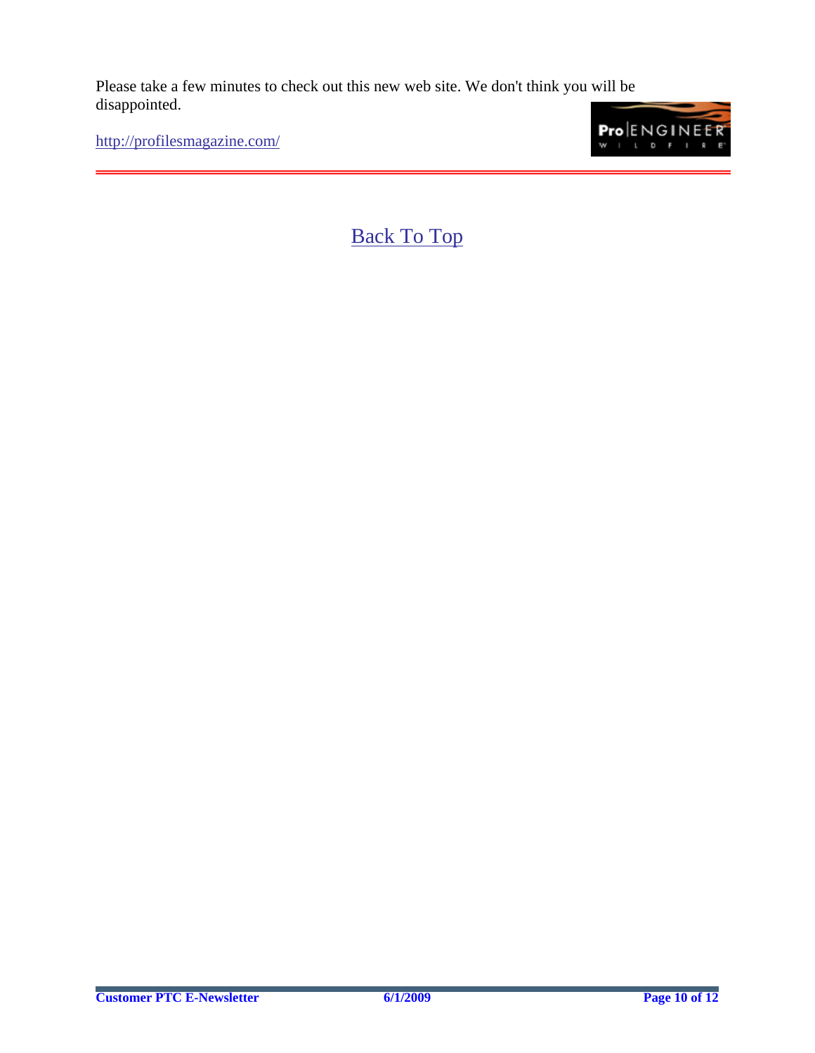Please take a few minutes to check out this new web site. We don't think you will be disappointed.

http://profilesmagazine.com/

---

Back To Top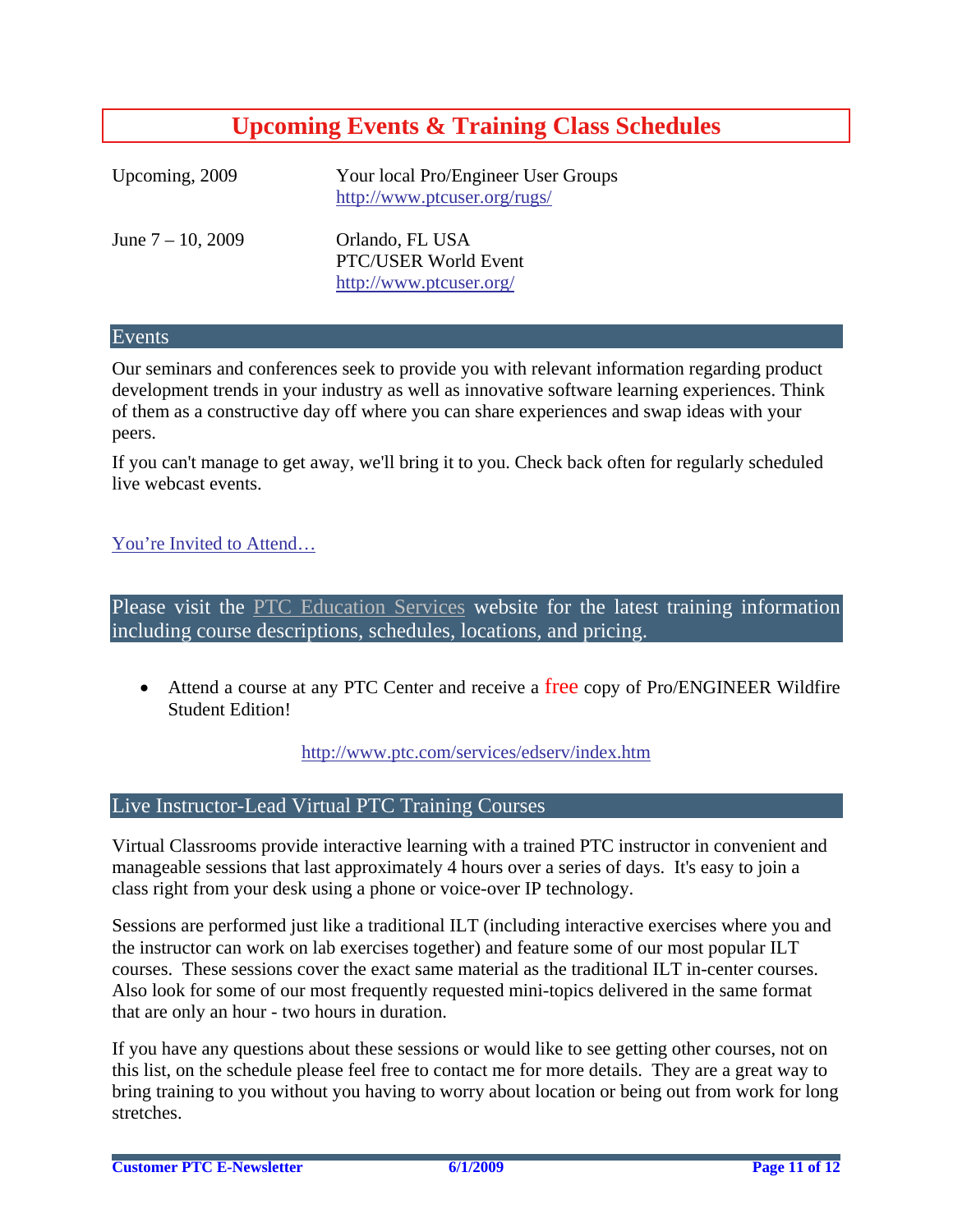# Upcoming Events & Training Class Schedules

| | |
|---|---|
| Upcoming, 2009 | Your local Pro/Engineer User Groups<br>http://www.ptcuser.org/rugs/ |
| June 7 – 10, 2009 | Orlando, FL USA<br>PTC/USER World Event<br>http://www.ptcuser.org/ |

## Events

Our seminars and conferences seek to provide you with relevant information regarding product development trends in your industry as well as innovative software learning experiences. Think of them as a constructive day off where you can share experiences and swap ideas with your peers.

If you can't manage to get away, we'll bring it to you. Check back often for regularly scheduled live webcast events.

You're Invited to Attend…

## Please visit the PTC Education Services website for the latest training information including course descriptions, schedules, locations, and pricing.

- Attend a course at any PTC Center and receive a free copy of Pro/ENGINEER Wildfire Student Edition!

http://www.ptc.com/services/edserv/index.htm

## Live Instructor-Lead Virtual PTC Training Courses

Virtual Classrooms provide interactive learning with a trained PTC instructor in convenient and manageable sessions that last approximately 4 hours over a series of days. It's easy to join a class right from your desk using a phone or voice-over IP technology.

Sessions are performed just like a traditional ILT (including interactive exercises where you and the instructor can work on lab exercises together) and feature some of our most popular ILT courses. These sessions cover the exact same material as the traditional ILT in-center courses. Also look for some of our most frequently requested mini-topics delivered in the same format that are only an hour - two hours in duration.

If you have any questions about these sessions or would like to see getting other courses, not on this list, on the schedule please feel free to contact me for more details. They are a great way to bring training to you without you having to worry about location or being out from work for long stretches.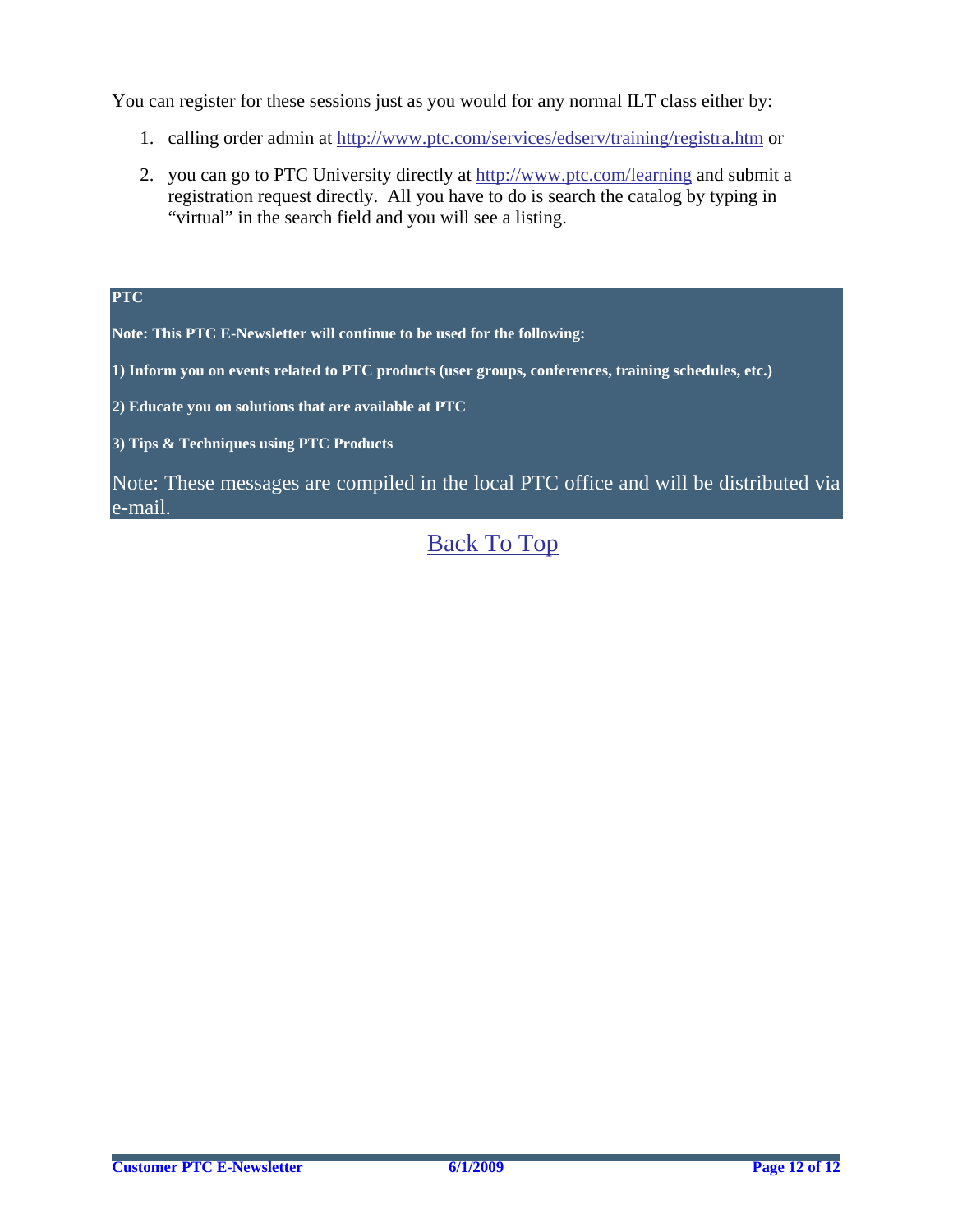You can register for these sessions just as you would for any normal ILT class either by:

1. calling order admin at http://www.ptc.com/services/edserv/training/registra.htm or
2. you can go to PTC University directly at http://www.ptc.com/learning and submit a registration request directly. All you have to do is search the catalog by typing in "virtual" in the search field and you will see a listing.

**PTC**

**Note: This PTC E-Newsletter will continue to be used for the following:**

**1) Inform you on events related to PTC products (user groups, conferences, training schedules, etc.)**

**2) Educate you on solutions that are available at PTC**

**3) Tips & Techniques using PTC Products**

Note: These messages are compiled in the local PTC office and will be distributed via e-mail.

Back To Top